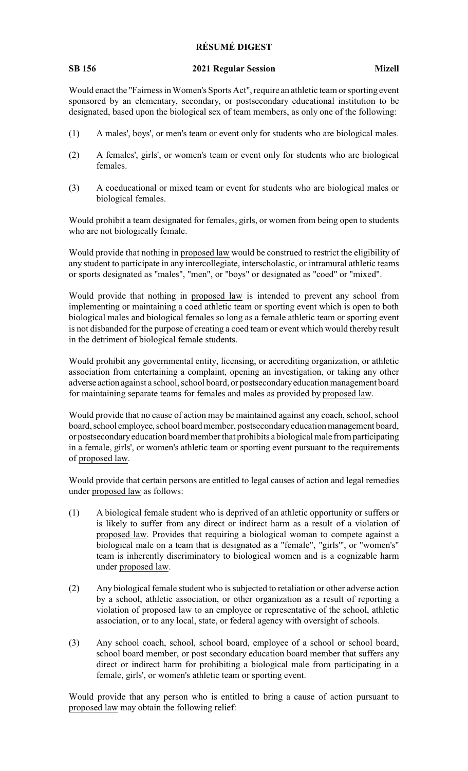# RÉSUMÉ DIGEST

**SB 156** **2021 Regular Session** **Mizell**

Would enact the "Fairness in Women's Sports Act", require an athletic team or sporting event sponsored by an elementary, secondary, or postsecondary educational institution to be designated, based upon the biological sex of team members, as only one of the following:

(1) A males', boys', or men's team or event only for students who are biological males.

(2) A females', girls', or women's team or event only for students who are biological females.

(3) A coeducational or mixed team or event for students who are biological males or biological females.

Would prohibit a team designated for females, girls, or women from being open to students who are not biologically female.

Would provide that nothing in proposed law would be construed to restrict the eligibility of any student to participate in any intercollegiate, interscholastic, or intramural athletic teams or sports designated as "males", "men", or "boys" or designated as "coed" or "mixed".

Would provide that nothing in proposed law is intended to prevent any school from implementing or maintaining a coed athletic team or sporting event which is open to both biological males and biological females so long as a female athletic team or sporting event is not disbanded for the purpose of creating a coed team or event which would thereby result in the detriment of biological female students.

Would prohibit any governmental entity, licensing, or accrediting organization, or athletic association from entertaining a complaint, opening an investigation, or taking any other adverse action against a school, school board, or postsecondary education management board for maintaining separate teams for females and males as provided by proposed law.

Would provide that no cause of action may be maintained against any coach, school, school board, school employee, school board member, postsecondary education management board, or postsecondary education board member that prohibits a biological male from participating in a female, girls', or women's athletic team or sporting event pursuant to the requirements of proposed law.

Would provide that certain persons are entitled to legal causes of action and legal remedies under proposed law as follows:

(1) A biological female student who is deprived of an athletic opportunity or suffers or is likely to suffer from any direct or indirect harm as a result of a violation of proposed law. Provides that requiring a biological woman to compete against a biological male on a team that is designated as a "female", "girls'", or "women's" team is inherently discriminatory to biological women and is a cognizable harm under proposed law.

(2) Any biological female student who is subjected to retaliation or other adverse action by a school, athletic association, or other organization as a result of reporting a violation of proposed law to an employee or representative of the school, athletic association, or to any local, state, or federal agency with oversight of schools.

(3) Any school coach, school, school board, employee of a school or school board, school board member, or post secondary education board member that suffers any direct or indirect harm for prohibiting a biological male from participating in a female, girls', or women's athletic team or sporting event.

Would provide that any person who is entitled to bring a cause of action pursuant to proposed law may obtain the following relief: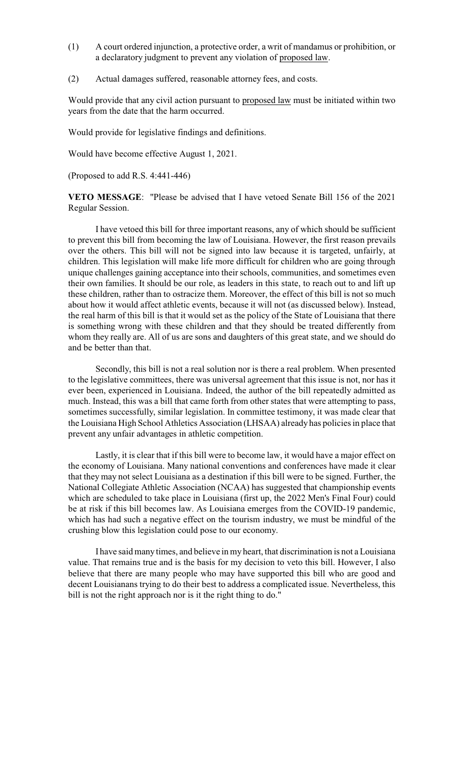(1) A court ordered injunction, a protective order, a writ of mandamus or prohibition, or a declaratory judgment to prevent any violation of proposed law.

(2) Actual damages suffered, reasonable attorney fees, and costs.

Would provide that any civil action pursuant to proposed law must be initiated within two years from the date that the harm occurred.

Would provide for legislative findings and definitions.

Would have become effective August 1, 2021.

(Proposed to add R.S. 4:441-446)

**VETO MESSAGE**: "Please be advised that I have vetoed Senate Bill 156 of the 2021 Regular Session.

I have vetoed this bill for three important reasons, any of which should be sufficient to prevent this bill from becoming the law of Louisiana. However, the first reason prevails over the others. This bill will not be signed into law because it is targeted, unfairly, at children. This legislation will make life more difficult for children who are going through unique challenges gaining acceptance into their schools, communities, and sometimes even their own families. It should be our role, as leaders in this state, to reach out to and lift up these children, rather than to ostracize them. Moreover, the effect of this bill is not so much about how it would affect athletic events, because it will not (as discussed below). Instead, the real harm of this bill is that it would set as the policy of the State of Louisiana that there is something wrong with these children and that they should be treated differently from whom they really are. All of us are sons and daughters of this great state, and we should do and be better than that.

Secondly, this bill is not a real solution nor is there a real problem. When presented to the legislative committees, there was universal agreement that this issue is not, nor has it ever been, experienced in Louisiana. Indeed, the author of the bill repeatedly admitted as much. Instead, this was a bill that came forth from other states that were attempting to pass, sometimes successfully, similar legislation. In committee testimony, it was made clear that the Louisiana High School Athletics Association (LHSAA) already has policies in place that prevent any unfair advantages in athletic competition.

Lastly, it is clear that if this bill were to become law, it would have a major effect on the economy of Louisiana. Many national conventions and conferences have made it clear that they may not select Louisiana as a destination if this bill were to be signed. Further, the National Collegiate Athletic Association (NCAA) has suggested that championship events which are scheduled to take place in Louisiana (first up, the 2022 Men's Final Four) could be at risk if this bill becomes law. As Louisiana emerges from the COVID-19 pandemic, which has had such a negative effect on the tourism industry, we must be mindful of the crushing blow this legislation could pose to our economy.

I have said many times, and believe in my heart, that discrimination is not a Louisiana value. That remains true and is the basis for my decision to veto this bill. However, I also believe that there are many people who may have supported this bill who are good and decent Louisianans trying to do their best to address a complicated issue. Nevertheless, this bill is not the right approach nor is it the right thing to do."